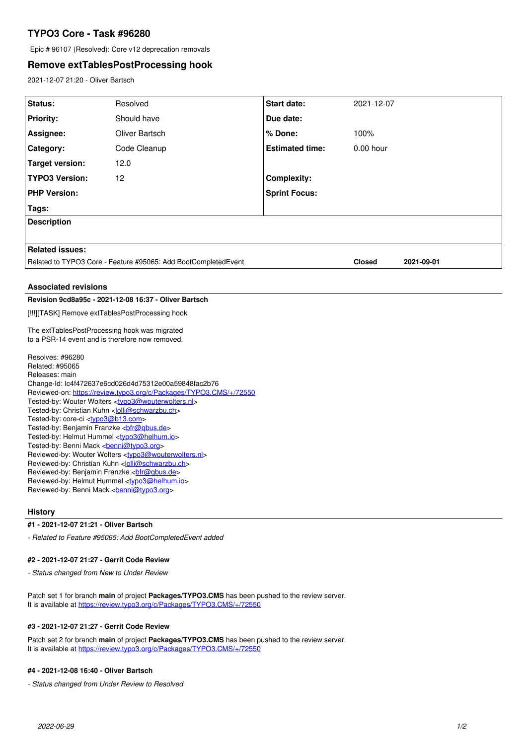# TYPO3 Core - Task #96280

Epic # 96107 (Resolved): Core v12 deprecation removals

## Remove extTablesPostProcessing hook

2021-12-07 21:20 - Oliver Bartsch

| | | | |
|---|---|---|---|
| **Status:** | Resolved | **Start date:** | 2021-12-07 |
| **Priority:** | Should have | **Due date:** | |
| **Assignee:** | Oliver Bartsch | **% Done:** | 100% |
| **Category:** | Code Cleanup | **Estimated time:** | 0.00 hour |
| **Target version:** | 12.0 | | |
| **TYPO3 Version:** | 12 | **Complexity:** | |
| **PHP Version:** | | **Sprint Focus:** | |
| **Tags:** | | | |

**Description**

**Related issues:**

| | | |
|---|---|---|
| Related to TYPO3 Core - Feature #95065: Add BootCompletedEvent | **Closed** | **2021-09-01** |

### Associated revisions

**Revision 9cd8a95c - 2021-12-08 16:37 - Oliver Bartsch**

[!!!][TASK] Remove extTablesPostProcessing hook

The extTablesPostProcessing hook was migrated
to a PSR-14 event and is therefore now removed.

Resolves: #96280
Related: #95065
Releases: main
Change-Id: Ic4f472637e6cd026d4d75312e00a59848fac2b76
Reviewed-on: https://review.typo3.org/c/Packages/TYPO3.CMS/+/72550
Tested-by: Wouter Wolters <typo3@wouterwolters.nl>
Tested-by: Christian Kuhn <lolli@schwarzbu.ch>
Tested-by: core-ci <typo3@b13.com>
Tested-by: Benjamin Franzke <bfr@qbus.de>
Tested-by: Helmut Hummel <typo3@helhum.io>
Tested-by: Benni Mack <benni@typo3.org>
Reviewed-by: Wouter Wolters <typo3@wouterwolters.nl>
Reviewed-by: Christian Kuhn <lolli@schwarzbu.ch>
Reviewed-by: Benjamin Franzke <bfr@qbus.de>
Reviewed-by: Helmut Hummel <typo3@helhum.io>
Reviewed-by: Benni Mack <benni@typo3.org>

### History

**#1 - 2021-12-07 21:21 - Oliver Bartsch**

*- Related to Feature #95065: Add BootCompletedEvent added*

**#2 - 2021-12-07 21:27 - Gerrit Code Review**

*- Status changed from New to Under Review*

Patch set 1 for branch **main** of project **Packages/TYPO3.CMS** has been pushed to the review server.
It is available at https://review.typo3.org/c/Packages/TYPO3.CMS/+/72550

**#3 - 2021-12-07 21:27 - Gerrit Code Review**

Patch set 2 for branch **main** of project **Packages/TYPO3.CMS** has been pushed to the review server.
It is available at https://review.typo3.org/c/Packages/TYPO3.CMS/+/72550

**#4 - 2021-12-08 16:40 - Oliver Bartsch**

*- Status changed from Under Review to Resolved*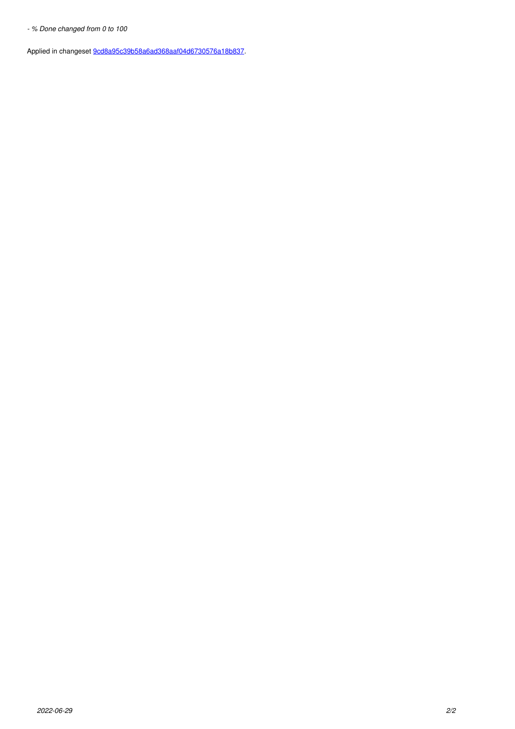- *% Done changed from 0 to 100*

Applied in changeset 9cd8a95c39b58a6ad368aaf04d6730576a18b837.